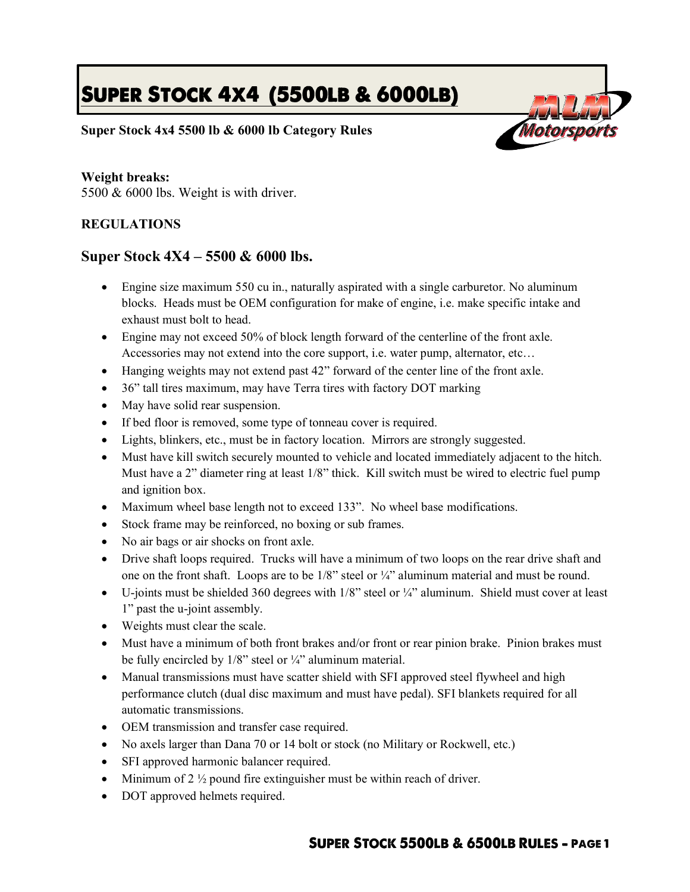# Super Stock 4x4 (5500lb & 6000lb)

**Super Stock 4x4 5500 lb & 6000 lb Category Rules**

**Weight breaks:**
5500 & 6000 lbs. Weight is with driver.

**REGULATIONS**

## Super Stock 4X4 – 5500 & 6000 lbs.

- Engine size maximum 550 cu in., naturally aspirated with a single carburetor. No aluminum blocks. Heads must be OEM configuration for make of engine, i.e. make specific intake and exhaust must bolt to head.
- Engine may not exceed 50% of block length forward of the centerline of the front axle. Accessories may not extend into the core support, i.e. water pump, alternator, etc…
- Hanging weights may not extend past 42" forward of the center line of the front axle.
- 36" tall tires maximum, may have Terra tires with factory DOT marking
- May have solid rear suspension.
- If bed floor is removed, some type of tonneau cover is required.
- Lights, blinkers, etc., must be in factory location. Mirrors are strongly suggested.
- Must have kill switch securely mounted to vehicle and located immediately adjacent to the hitch. Must have a 2" diameter ring at least 1/8" thick. Kill switch must be wired to electric fuel pump and ignition box.
- Maximum wheel base length not to exceed 133". No wheel base modifications.
- Stock frame may be reinforced, no boxing or sub frames.
- No air bags or air shocks on front axle.
- Drive shaft loops required. Trucks will have a minimum of two loops on the rear drive shaft and one on the front shaft. Loops are to be 1/8" steel or ¼" aluminum material and must be round.
- U-joints must be shielded 360 degrees with 1/8" steel or ¼" aluminum. Shield must cover at least 1" past the u-joint assembly.
- Weights must clear the scale.
- Must have a minimum of both front brakes and/or front or rear pinion brake. Pinion brakes must be fully encircled by 1/8" steel or ¼" aluminum material.
- Manual transmissions must have scatter shield with SFI approved steel flywheel and high performance clutch (dual disc maximum and must have pedal). SFI blankets required for all automatic transmissions.
- OEM transmission and transfer case required.
- No axels larger than Dana 70 or 14 bolt or stock (no Military or Rockwell, etc.)
- SFI approved harmonic balancer required.
- Minimum of 2 ½ pound fire extinguisher must be within reach of driver.
- DOT approved helmets required.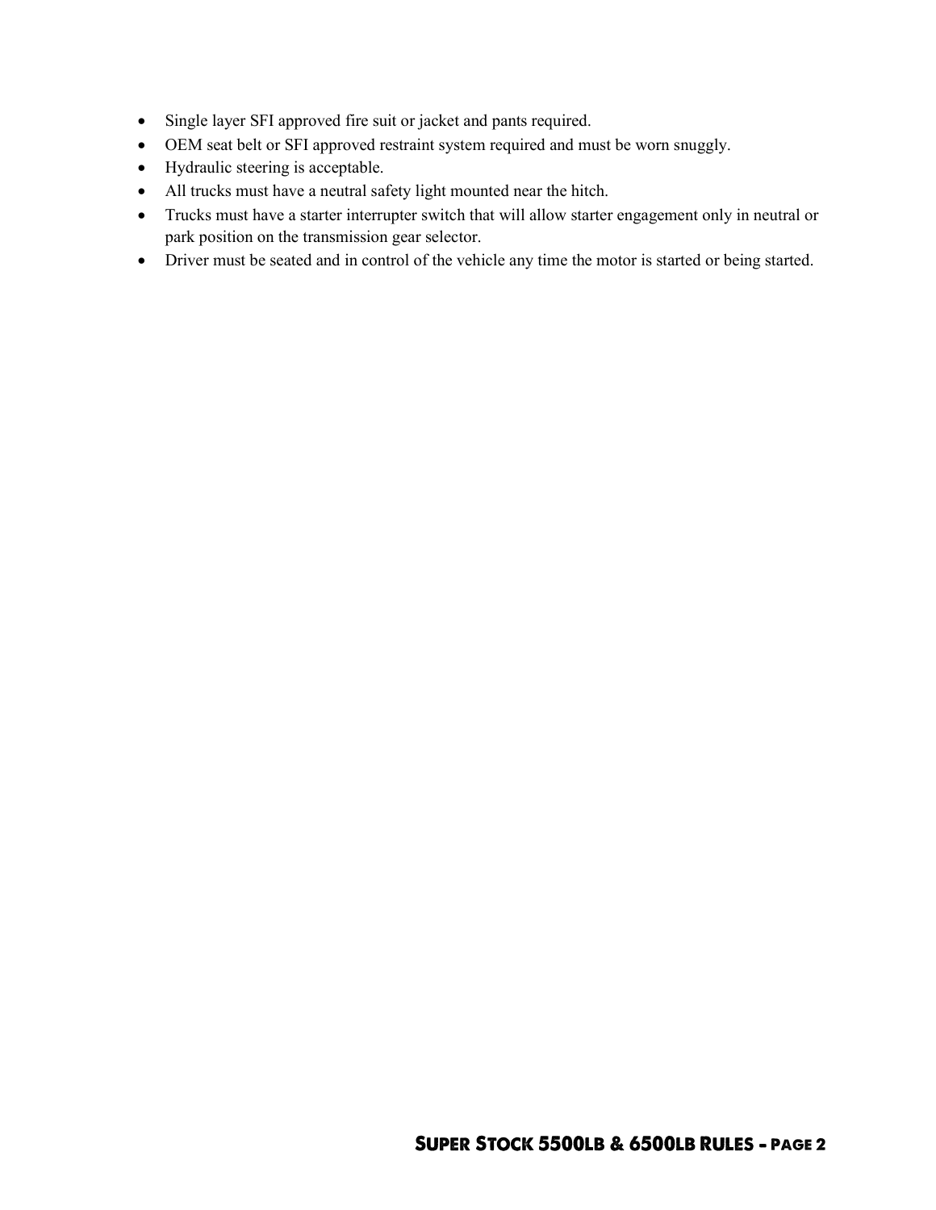- Single layer SFI approved fire suit or jacket and pants required.
- OEM seat belt or SFI approved restraint system required and must be worn snuggly.
- Hydraulic steering is acceptable.
- All trucks must have a neutral safety light mounted near the hitch.
- Trucks must have a starter interrupter switch that will allow starter engagement only in neutral or park position on the transmission gear selector.
- Driver must be seated and in control of the vehicle any time the motor is started or being started.